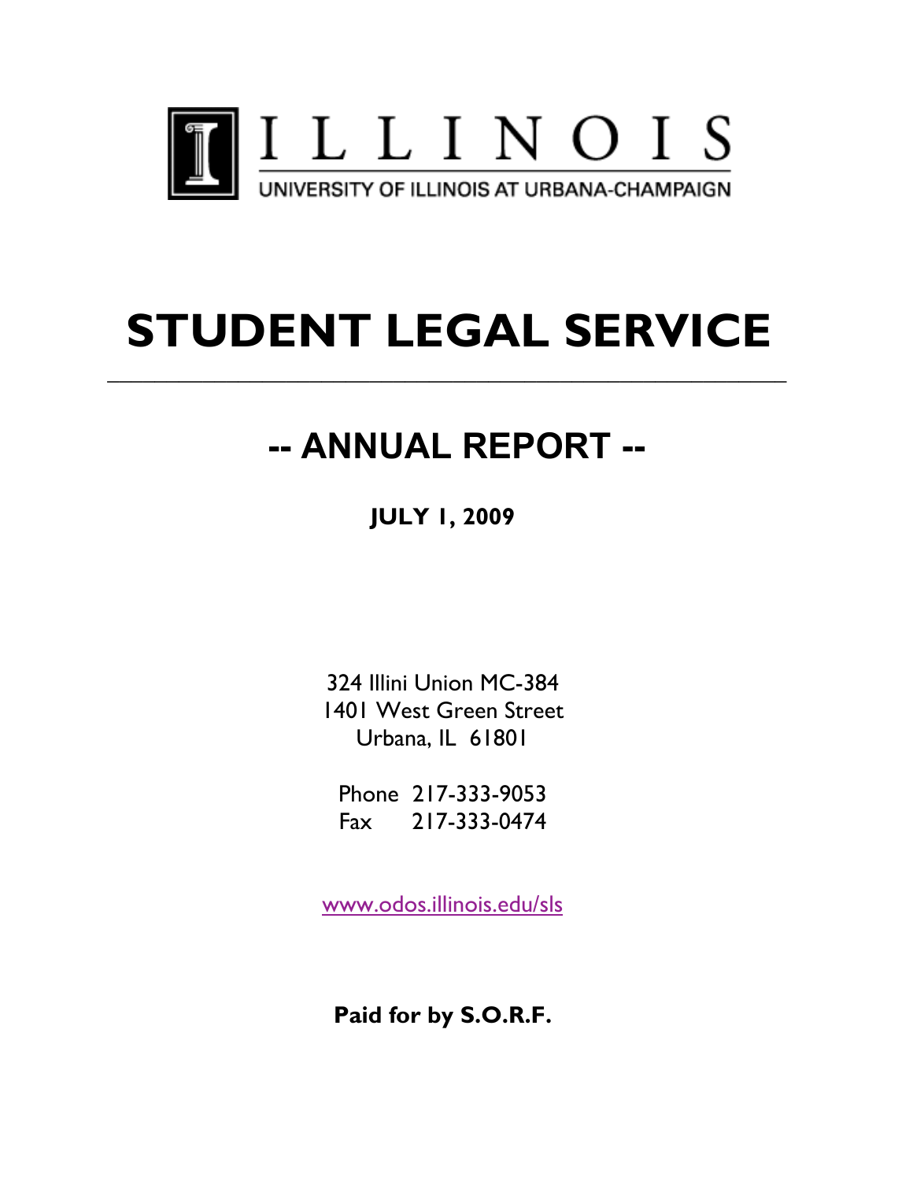ILLINOIS

UNIVERSITY OF ILLINOIS AT URBANA-CHAMPAIGN

# STUDENT LEGAL SERVICE

---

## -- ANNUAL REPORT --

**JULY 1, 2009**

324 Illini Union MC-384
1401 West Green Street
Urbana, IL 61801

Phone 217-333-9053
Fax 217-333-0474

www.odos.illinois.edu/sls

**Paid for by S.O.R.F.**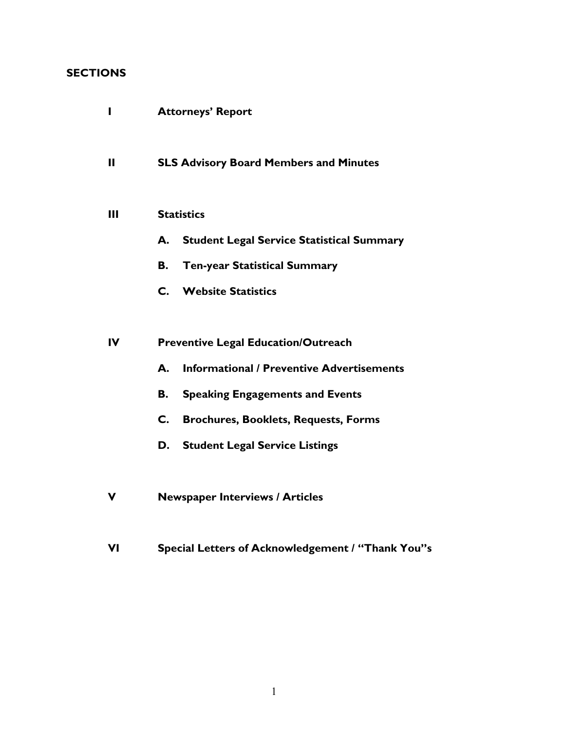## SECTIONS

**I** **Attorneys' Report**

**II** **SLS Advisory Board Members and Minutes**

**III** **Statistics**

- **A. Student Legal Service Statistical Summary**
- **B. Ten-year Statistical Summary**
- **C. Website Statistics**

**IV** **Preventive Legal Education/Outreach**

- **A. Informational / Preventive Advertisements**
- **B. Speaking Engagements and Events**
- **C. Brochures, Booklets, Requests, Forms**
- **D. Student Legal Service Listings**

**V** **Newspaper Interviews / Articles**

**VI** **Special Letters of Acknowledgement / "Thank You"s**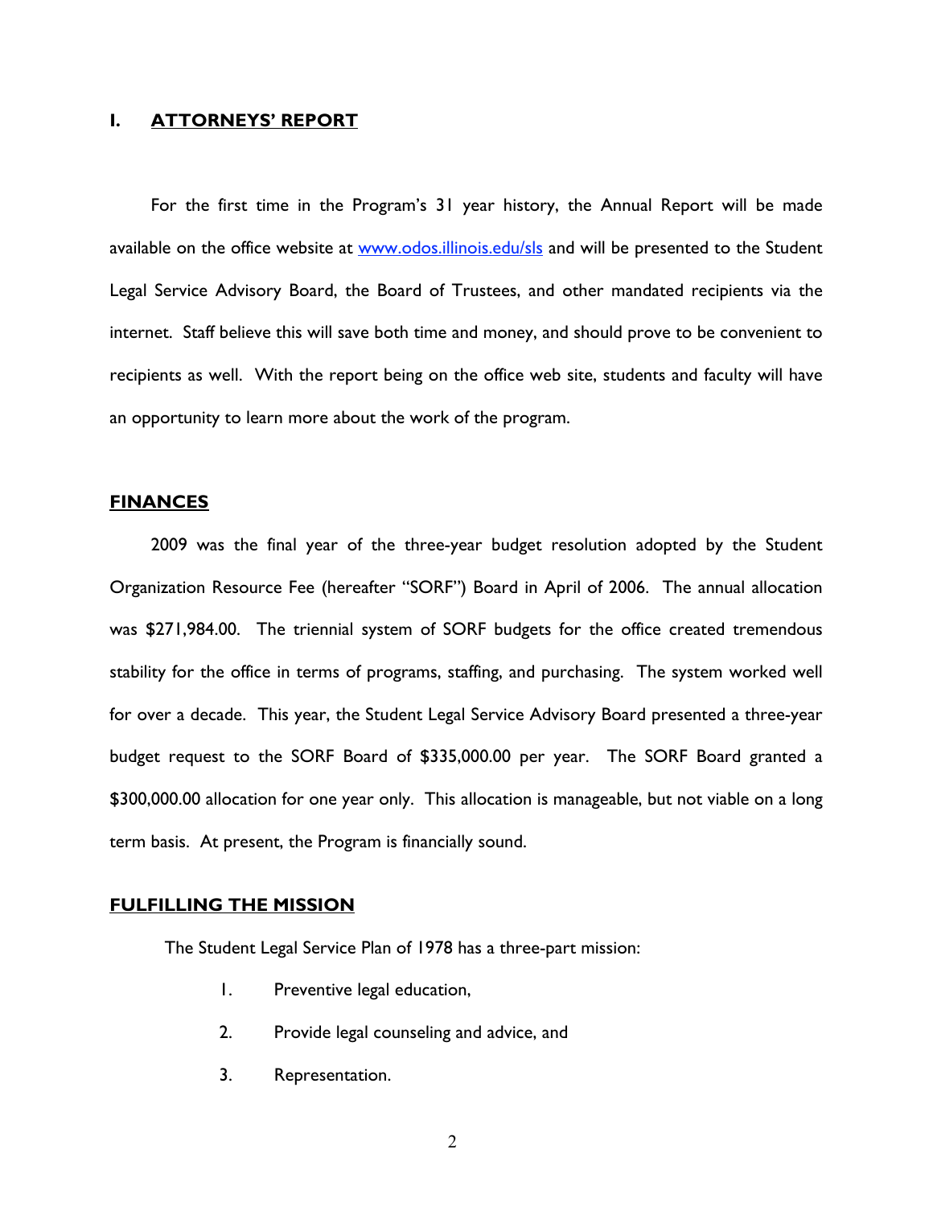## I. ATTORNEYS' REPORT

For the first time in the Program's 31 year history, the Annual Report will be made available on the office website at www.odos.illinois.edu/sls and will be presented to the Student Legal Service Advisory Board, the Board of Trustees, and other mandated recipients via the internet. Staff believe this will save both time and money, and should prove to be convenient to recipients as well. With the report being on the office web site, students and faculty will have an opportunity to learn more about the work of the program.

## FINANCES

2009 was the final year of the three-year budget resolution adopted by the Student Organization Resource Fee (hereafter "SORF") Board in April of 2006. The annual allocation was $271,984.00. The triennial system of SORF budgets for the office created tremendous stability for the office in terms of programs, staffing, and purchasing. The system worked well for over a decade. This year, the Student Legal Service Advisory Board presented a three-year budget request to the SORF Board of $335,000.00 per year. The SORF Board granted a $300,000.00 allocation for one year only. This allocation is manageable, but not viable on a long term basis. At present, the Program is financially sound.

## FULFILLING THE MISSION

The Student Legal Service Plan of 1978 has a three-part mission:

1. Preventive legal education,
2. Provide legal counseling and advice, and
3. Representation.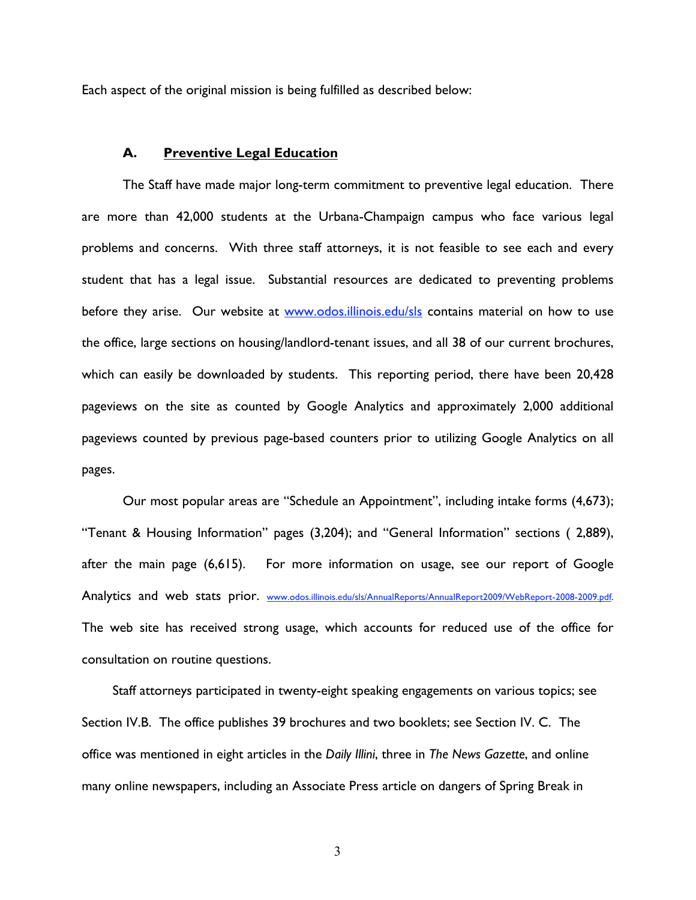Each aspect of the original mission is being fulfilled as described below:

### A. Preventive Legal Education

The Staff have made major long-term commitment to preventive legal education. There are more than 42,000 students at the Urbana-Champaign campus who face various legal problems and concerns. With three staff attorneys, it is not feasible to see each and every student that has a legal issue. Substantial resources are dedicated to preventing problems before they arise. Our website at [www.odos.illinois.edu/sls](www.odos.illinois.edu/sls) contains material on how to use the office, large sections on housing/landlord-tenant issues, and all 38 of our current brochures, which can easily be downloaded by students. This reporting period, there have been 20,428 pageviews on the site as counted by Google Analytics and approximately 2,000 additional pageviews counted by previous page-based counters prior to utilizing Google Analytics on all pages.

Our most popular areas are "Schedule an Appointment", including intake forms (4,673); "Tenant & Housing Information" pages (3,204); and "General Information" sections ( 2,889), after the main page (6,615). For more information on usage, see our report of Google Analytics and web stats prior. [www.odos.illinois.edu/sls/AnnualReports/AnnualReport2009/WebReport-2008-2009.pdf](www.odos.illinois.edu/sls/AnnualReports/AnnualReport2009/WebReport-2008-2009.pdf). The web site has received strong usage, which accounts for reduced use of the office for consultation on routine questions.

Staff attorneys participated in twenty-eight speaking engagements on various topics; see Section IV.B. The office publishes 39 brochures and two booklets; see Section IV. C. The office was mentioned in eight articles in the *Daily Illini*, three in *The News Gazette*, and online many online newspapers, including an Associate Press article on dangers of Spring Break in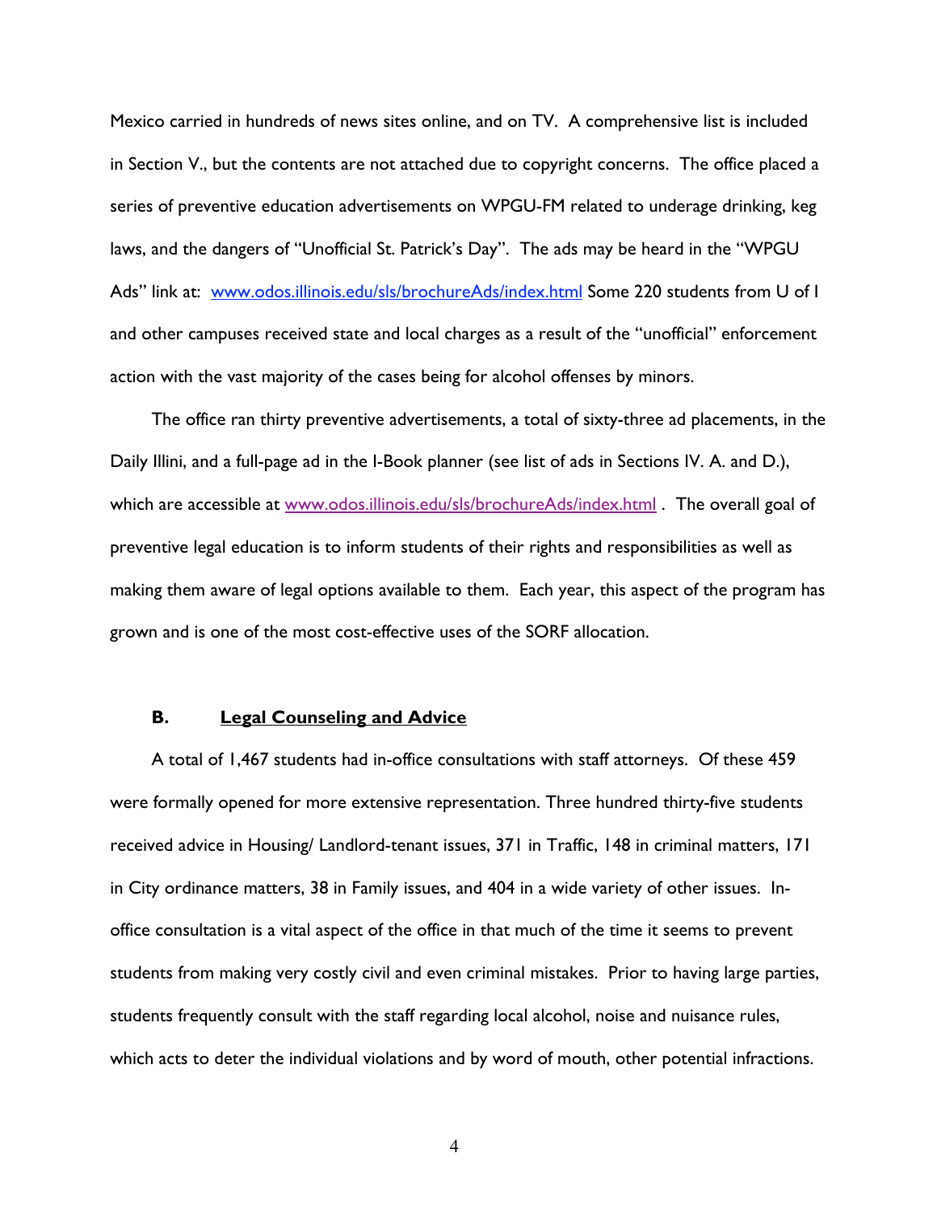Mexico carried in hundreds of news sites online, and on TV. A comprehensive list is included in Section V., but the contents are not attached due to copyright concerns. The office placed a series of preventive education advertisements on WPGU-FM related to underage drinking, keg laws, and the dangers of "Unofficial St. Patrick's Day". The ads may be heard in the "WPGU Ads" link at: www.odos.illinois.edu/sls/brochureAds/index.html Some 220 students from U of I and other campuses received state and local charges as a result of the "unofficial" enforcement action with the vast majority of the cases being for alcohol offenses by minors.

The office ran thirty preventive advertisements, a total of sixty-three ad placements, in the Daily Illini, and a full-page ad in the I-Book planner (see list of ads in Sections IV. A. and D.), which are accessible at www.odos.illinois.edu/sls/brochureAds/index.html . The overall goal of preventive legal education is to inform students of their rights and responsibilities as well as making them aware of legal options available to them. Each year, this aspect of the program has grown and is one of the most cost-effective uses of the SORF allocation.

### B. Legal Counseling and Advice

A total of 1,467 students had in-office consultations with staff attorneys. Of these 459 were formally opened for more extensive representation. Three hundred thirty-five students received advice in Housing/ Landlord-tenant issues, 371 in Traffic, 148 in criminal matters, 171 in City ordinance matters, 38 in Family issues, and 404 in a wide variety of other issues. In-office consultation is a vital aspect of the office in that much of the time it seems to prevent students from making very costly civil and even criminal mistakes. Prior to having large parties, students frequently consult with the staff regarding local alcohol, noise and nuisance rules, which acts to deter the individual violations and by word of mouth, other potential infractions.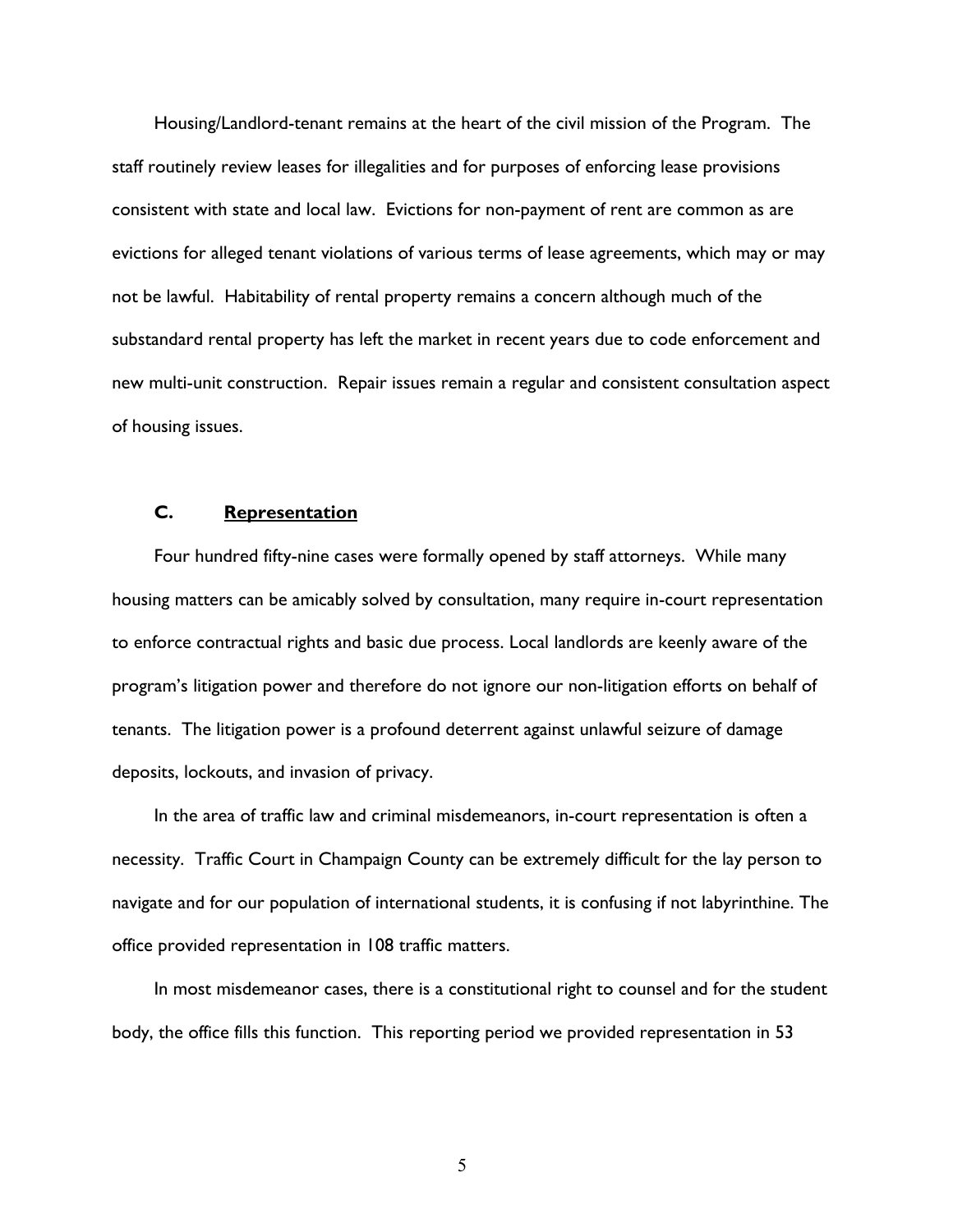Housing/Landlord-tenant remains at the heart of the civil mission of the Program. The staff routinely review leases for illegalities and for purposes of enforcing lease provisions consistent with state and local law. Evictions for non-payment of rent are common as are evictions for alleged tenant violations of various terms of lease agreements, which may or may not be lawful. Habitability of rental property remains a concern although much of the substandard rental property has left the market in recent years due to code enforcement and new multi-unit construction. Repair issues remain a regular and consistent consultation aspect of housing issues.

### C. Representation

Four hundred fifty-nine cases were formally opened by staff attorneys. While many housing matters can be amicably solved by consultation, many require in-court representation to enforce contractual rights and basic due process. Local landlords are keenly aware of the program's litigation power and therefore do not ignore our non-litigation efforts on behalf of tenants. The litigation power is a profound deterrent against unlawful seizure of damage deposits, lockouts, and invasion of privacy.

In the area of traffic law and criminal misdemeanors, in-court representation is often a necessity. Traffic Court in Champaign County can be extremely difficult for the lay person to navigate and for our population of international students, it is confusing if not labyrinthine. The office provided representation in 108 traffic matters.

In most misdemeanor cases, there is a constitutional right to counsel and for the student body, the office fills this function. This reporting period we provided representation in 53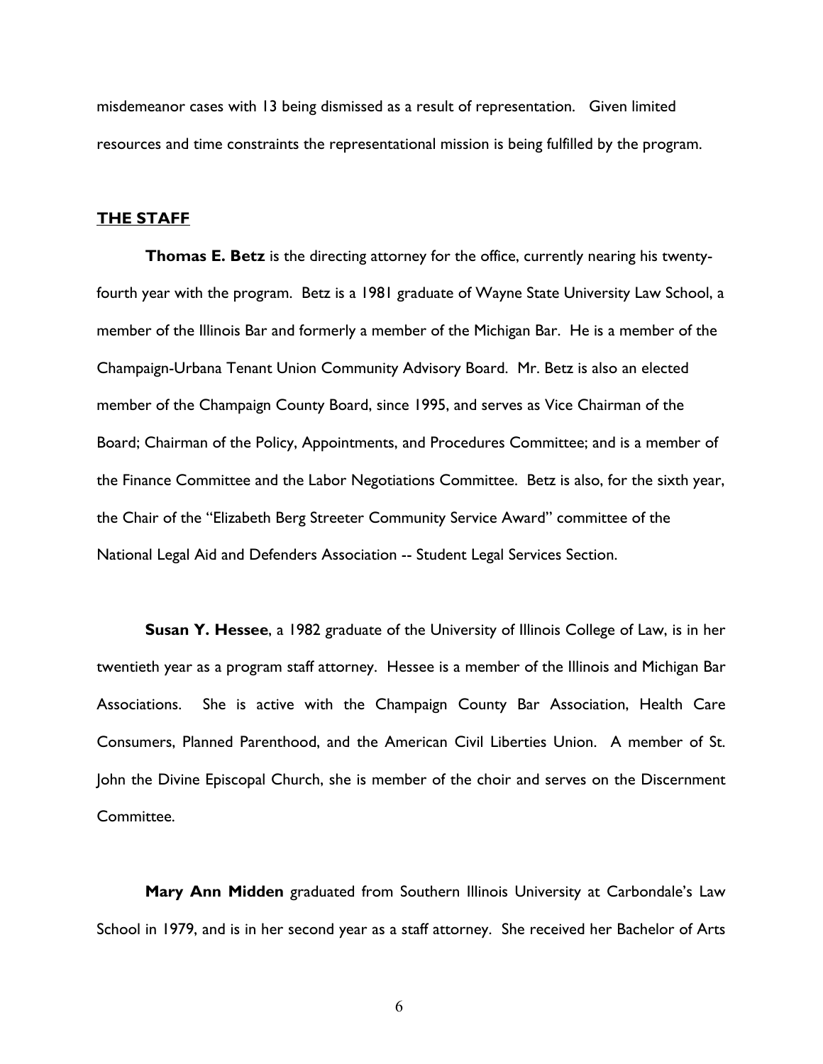misdemeanor cases with 13 being dismissed as a result of representation. Given limited resources and time constraints the representational mission is being fulfilled by the program.

## THE STAFF

**Thomas E. Betz** is the directing attorney for the office, currently nearing his twenty-fourth year with the program. Betz is a 1981 graduate of Wayne State University Law School, a member of the Illinois Bar and formerly a member of the Michigan Bar. He is a member of the Champaign-Urbana Tenant Union Community Advisory Board. Mr. Betz is also an elected member of the Champaign County Board, since 1995, and serves as Vice Chairman of the Board; Chairman of the Policy, Appointments, and Procedures Committee; and is a member of the Finance Committee and the Labor Negotiations Committee. Betz is also, for the sixth year, the Chair of the "Elizabeth Berg Streeter Community Service Award" committee of the National Legal Aid and Defenders Association -- Student Legal Services Section.

**Susan Y. Hessee**, a 1982 graduate of the University of Illinois College of Law, is in her twentieth year as a program staff attorney. Hessee is a member of the Illinois and Michigan Bar Associations. She is active with the Champaign County Bar Association, Health Care Consumers, Planned Parenthood, and the American Civil Liberties Union. A member of St. John the Divine Episcopal Church, she is member of the choir and serves on the Discernment Committee.

**Mary Ann Midden** graduated from Southern Illinois University at Carbondale's Law School in 1979, and is in her second year as a staff attorney. She received her Bachelor of Arts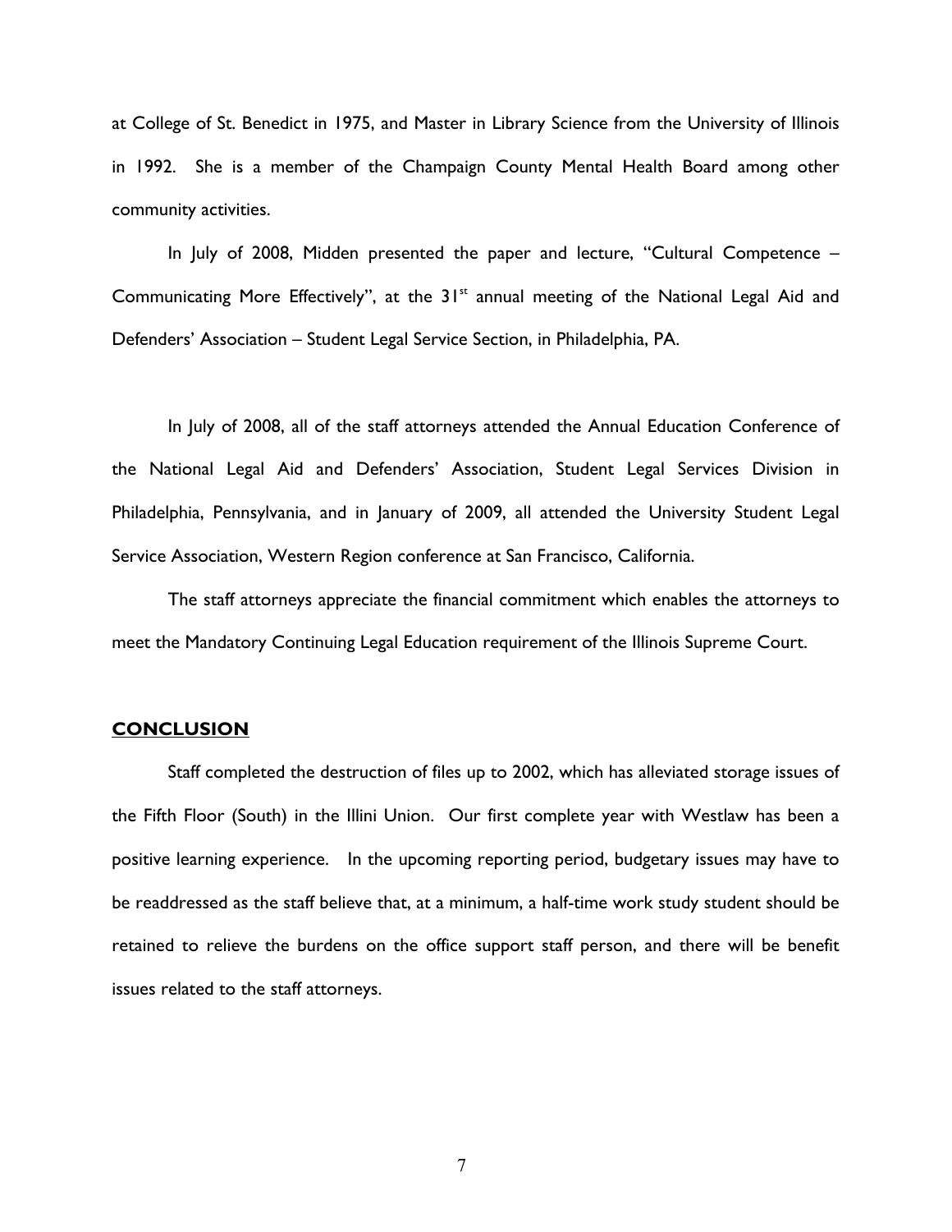at College of St. Benedict in 1975, and Master in Library Science from the University of Illinois in 1992. She is a member of the Champaign County Mental Health Board among other community activities.

In July of 2008, Midden presented the paper and lecture, "Cultural Competence – Communicating More Effectively", at the 31st annual meeting of the National Legal Aid and Defenders' Association – Student Legal Service Section, in Philadelphia, PA.

In July of 2008, all of the staff attorneys attended the Annual Education Conference of the National Legal Aid and Defenders' Association, Student Legal Services Division in Philadelphia, Pennsylvania, and in January of 2009, all attended the University Student Legal Service Association, Western Region conference at San Francisco, California.

The staff attorneys appreciate the financial commitment which enables the attorneys to meet the Mandatory Continuing Legal Education requirement of the Illinois Supreme Court.

## CONCLUSION

Staff completed the destruction of files up to 2002, which has alleviated storage issues of the Fifth Floor (South) in the Illini Union. Our first complete year with Westlaw has been a positive learning experience. In the upcoming reporting period, budgetary issues may have to be readdressed as the staff believe that, at a minimum, a half-time work study student should be retained to relieve the burdens on the office support staff person, and there will be benefit issues related to the staff attorneys.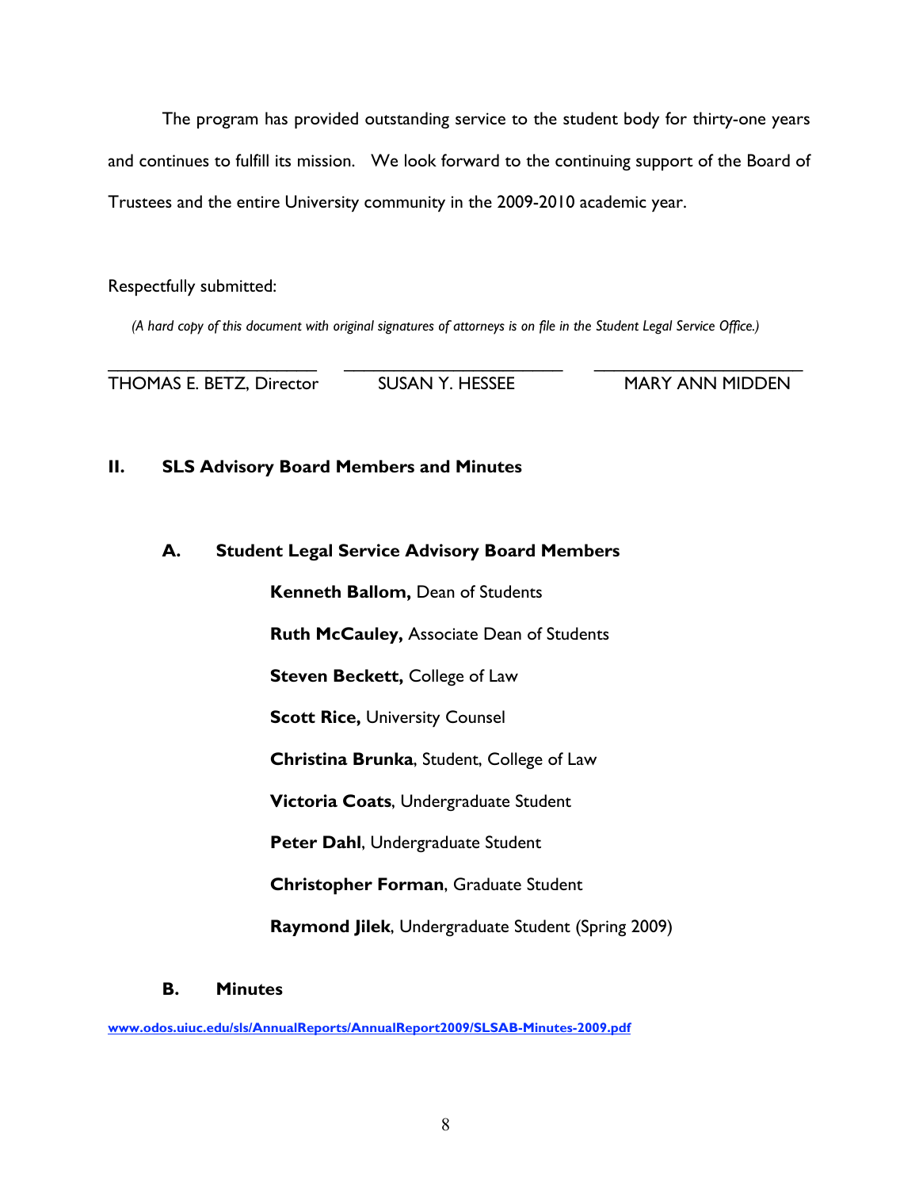The program has provided outstanding service to the student body for thirty-one years and continues to fulfill its mission. We look forward to the continuing support of the Board of Trustees and the entire University community in the 2009-2010 academic year.

Respectfully submitted:

*(A hard copy of this document with original signatures of attorneys is on file in the Student Legal Service Office.)*

| ______________________ | ______________________ | ______________________ |
|---|---|---|
| THOMAS E. BETZ, Director | SUSAN Y. HESSEE | MARY ANN MIDDEN |

## II. SLS Advisory Board Members and Minutes

### A. Student Legal Service Advisory Board Members

**Kenneth Ballom,** Dean of Students

**Ruth McCauley,** Associate Dean of Students

**Steven Beckett,** College of Law

**Scott Rice,** University Counsel

**Christina Brunka**, Student, College of Law

**Victoria Coats**, Undergraduate Student

**Peter Dahl**, Undergraduate Student

**Christopher Forman**, Graduate Student

**Raymond Jilek**, Undergraduate Student (Spring 2009)

### B. Minutes

**www.odos.uiuc.edu/sls/AnnualReports/AnnualReport2009/SLSAB-Minutes-2009.pdf**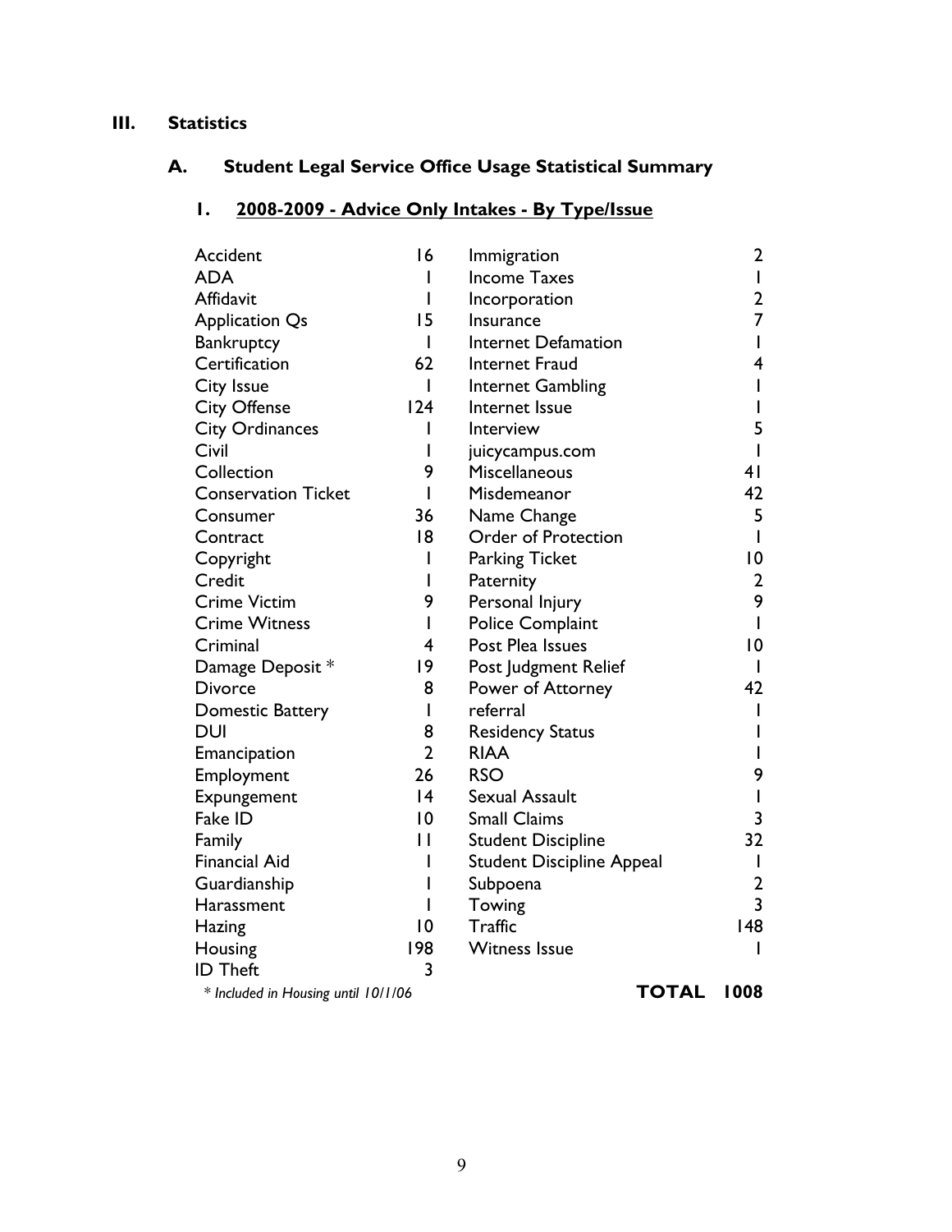# III. Statistics

## A. Student Legal Service Office Usage Statistical Summary

### 1. 2008-2009 - Advice Only Intakes - By Type/Issue

| Type/Issue | Count | Type/Issue | Count |
|---|---|---|---|
| Accident | 16 | Immigration | 2 |
| ADA | 1 | Income Taxes | 1 |
| Affidavit | 1 | Incorporation | 2 |
| Application Qs | 15 | Insurance | 7 |
| Bankruptcy | 1 | Internet Defamation | 1 |
| Certification | 62 | Internet Fraud | 4 |
| City Issue | 1 | Internet Gambling | 1 |
| City Offense | 124 | Internet Issue | 1 |
| City Ordinances | 1 | Interview | 5 |
| Civil | 1 | juicycampus.com | 1 |
| Collection | 9 | Miscellaneous | 41 |
| Conservation Ticket | 1 | Misdemeanor | 42 |
| Consumer | 36 | Name Change | 5 |
| Contract | 18 | Order of Protection | 1 |
| Copyright | 1 | Parking Ticket | 10 |
| Credit | 1 | Paternity | 2 |
| Crime Victim | 9 | Personal Injury | 9 |
| Crime Witness | 1 | Police Complaint | 1 |
| Criminal | 4 | Post Plea Issues | 10 |
| Damage Deposit * | 19 | Post Judgment Relief | 1 |
| Divorce | 8 | Power of Attorney | 42 |
| Domestic Battery | 1 | referral | 1 |
| DUI | 8 | Residency Status | 1 |
| Emancipation | 2 | RIAA | 1 |
| Employment | 26 | RSO | 9 |
| Expungement | 14 | Sexual Assault | 1 |
| Fake ID | 10 | Small Claims | 3 |
| Family | 11 | Student Discipline | 32 |
| Financial Aid | 1 | Student Discipline Appeal | 1 |
| Guardianship | 1 | Subpoena | 2 |
| Harassment | 1 | Towing | 3 |
| Hazing | 10 | Traffic | 148 |
| Housing | 198 | Witness Issue | 1 |
| ID Theft | 3 | | |
| | | **TOTAL** | **1008** |

*\* Included in Housing until 10/1/06*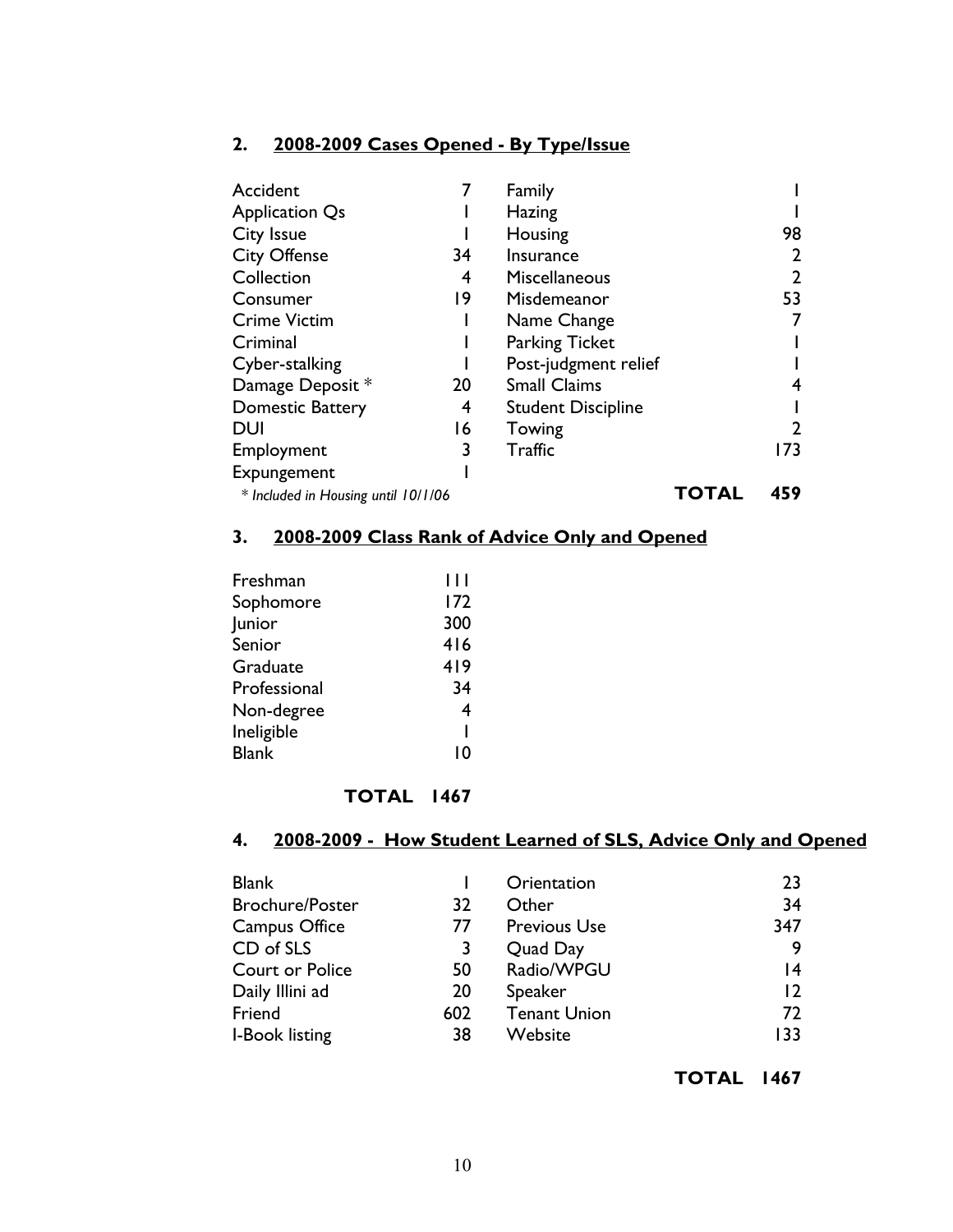## 2. 2008-2009 Cases Opened - By Type/Issue

| | | | |
|---|---|---|---|
| Accident | 7 | Family | 1 |
| Application Qs | 1 | Hazing | 1 |
| City Issue | 1 | Housing | 98 |
| City Offense | 34 | Insurance | 2 |
| Collection | 4 | Miscellaneous | 2 |
| Consumer | 19 | Misdemeanor | 53 |
| Crime Victim | 1 | Name Change | 7 |
| Criminal | 1 | Parking Ticket | 1 |
| Cyber-stalking | 1 | Post-judgment relief | 1 |
| Damage Deposit * | 20 | Small Claims | 4 |
| Domestic Battery | 4 | Student Discipline | 1 |
| DUI | 16 | Towing | 2 |
| Employment | 3 | Traffic | 173 |
| Expungement | 1 | | |
| | | **TOTAL** | **459** |

*\* Included in Housing until 10/1/06*

## 3. 2008-2009 Class Rank of Advice Only and Opened

| | |
|---|---|
| Freshman | 111 |
| Sophomore | 172 |
| Junior | 300 |
| Senior | 416 |
| Graduate | 419 |
| Professional | 34 |
| Non-degree | 4 |
| Ineligible | 1 |
| Blank | 10 |
| **TOTAL** | **1467** |

## 4. 2008-2009 - How Student Learned of SLS, Advice Only and Opened

| | | | |
|---|---|---|---|
| Blank | 1 | Orientation | 23 |
| Brochure/Poster | 32 | Other | 34 |
| Campus Office | 77 | Previous Use | 347 |
| CD of SLS | 3 | Quad Day | 9 |
| Court or Police | 50 | Radio/WPGU | 14 |
| Daily Illini ad | 20 | Speaker | 12 |
| Friend | 602 | Tenant Union | 72 |
| I-Book listing | 38 | Website | 133 |
| | | **TOTAL** | **1467** |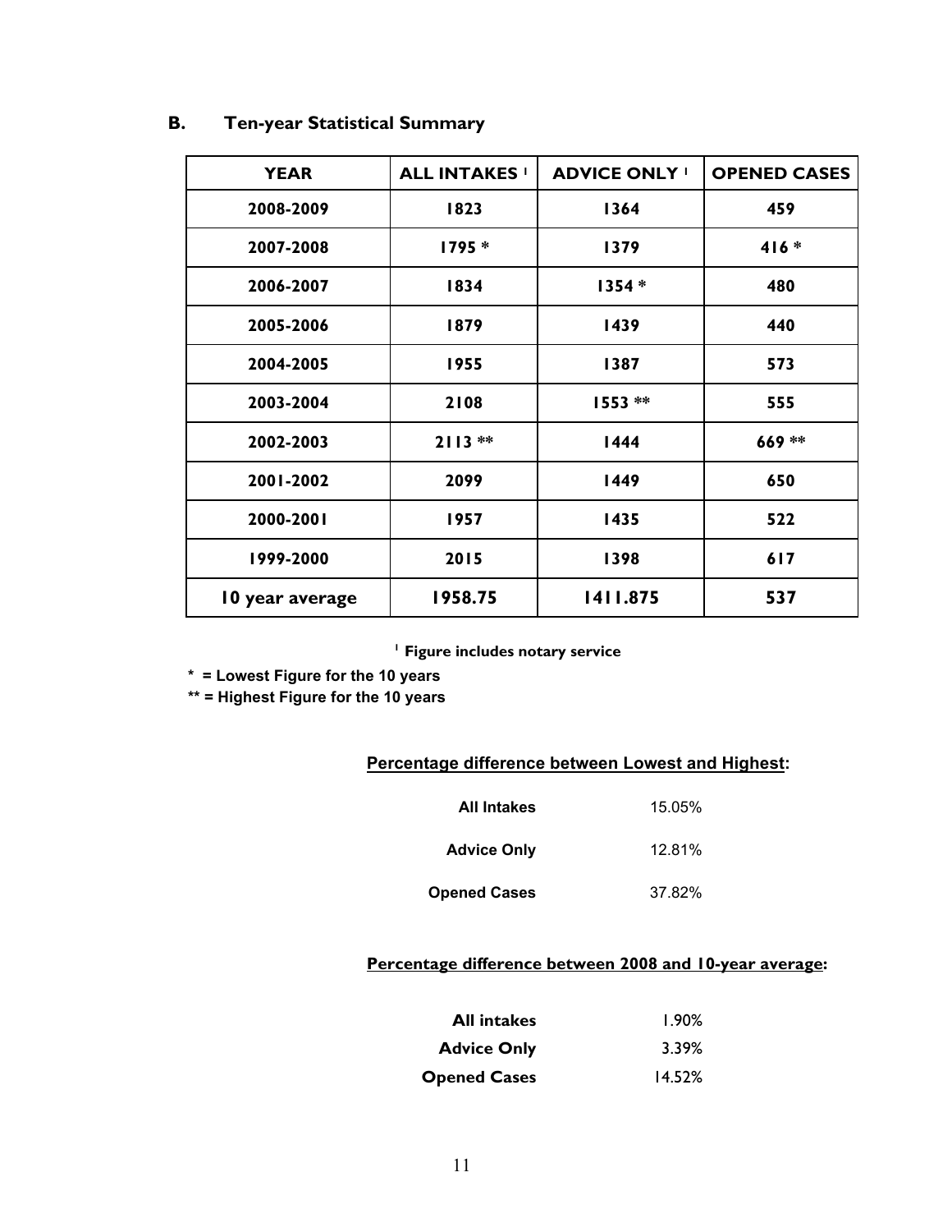## B. Ten-year Statistical Summary

| YEAR | ALL INTAKES [1] | ADVICE ONLY [1] | OPENED CASES |
|---|---|---|---|
| 2008-2009 | 1823 | 1364 | 459 |
| 2007-2008 | 1795 * | 1379 | 416 * |
| 2006-2007 | 1834 | 1354 * | 480 |
| 2005-2006 | 1879 | 1439 | 440 |
| 2004-2005 | 1955 | 1387 | 573 |
| 2003-2004 | 2108 | 1553 ** | 555 |
| 2002-2003 | 2113 ** | 1444 | 669 ** |
| 2001-2002 | 2099 | 1449 | 650 |
| 2000-2001 | 1957 | 1435 | 522 |
| 1999-2000 | 2015 | 1398 | 617 |
| 10 year average | 1958.75 | 1411.875 | 537 |

[1] Figure includes notary service

* = Lowest Figure for the 10 years

** = Highest Figure for the 10 years

**Percentage difference between Lowest and Highest:**

| | |
|---|---|
| **All Intakes** | 15.05% |
| **Advice Only** | 12.81% |
| **Opened Cases** | 37.82% |

**Percentage difference between 2008 and 10-year average:**

| | |
|---|---|
| **All intakes** | 1.90% |
| **Advice Only** | 3.39% |
| **Opened Cases** | 14.52% |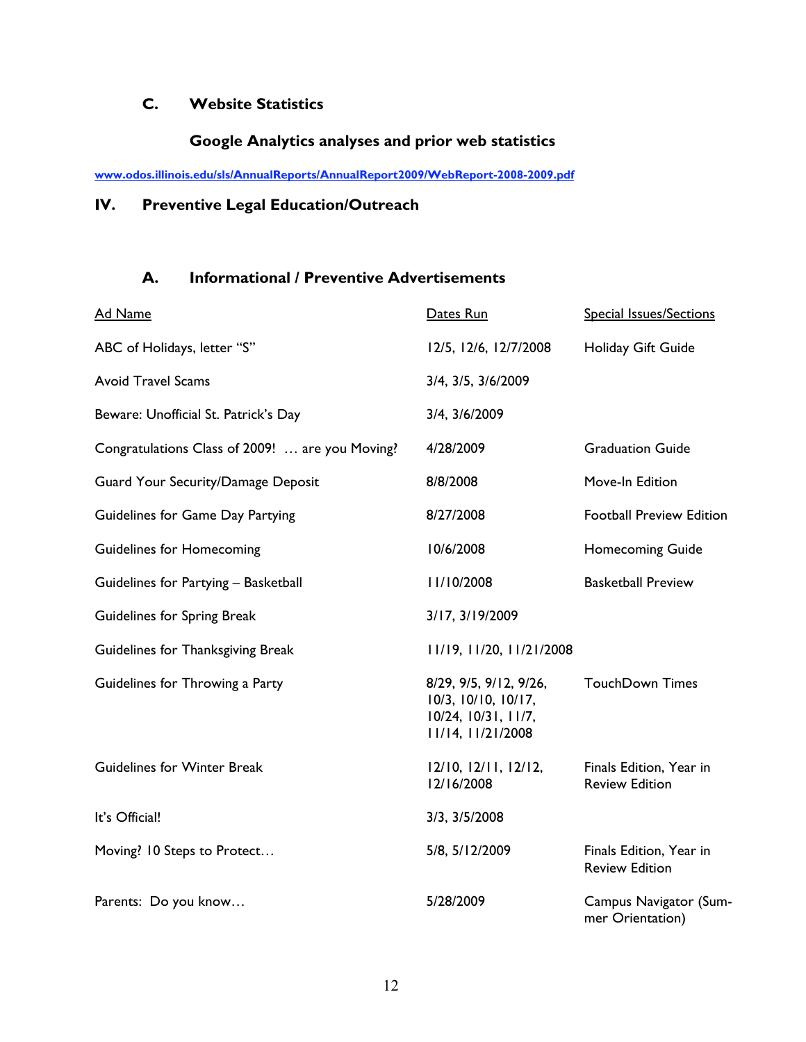### C. Website Statistics

#### Google Analytics analyses and prior web statistics

www.odos.illinois.edu/sls/AnnualReports/AnnualReport2009/WebReport-2008-2009.pdf

## IV. Preventive Legal Education/Outreach

### A. Informational / Preventive Advertisements

| Ad Name | Dates Run | Special Issues/Sections |
|---|---|---|
| ABC of Holidays, letter "S" | 12/5, 12/6, 12/7/2008 | Holiday Gift Guide |
| Avoid Travel Scams | 3/4, 3/5, 3/6/2009 | |
| Beware: Unofficial St. Patrick's Day | 3/4, 3/6/2009 | |
| Congratulations Class of 2009! … are you Moving? | 4/28/2009 | Graduation Guide |
| Guard Your Security/Damage Deposit | 8/8/2008 | Move-In Edition |
| Guidelines for Game Day Partying | 8/27/2008 | Football Preview Edition |
| Guidelines for Homecoming | 10/6/2008 | Homecoming Guide |
| Guidelines for Partying – Basketball | 11/10/2008 | Basketball Preview |
| Guidelines for Spring Break | 3/17, 3/19/2009 | |
| Guidelines for Thanksgiving Break | 11/19, 11/20, 11/21/2008 | |
| Guidelines for Throwing a Party | 8/29, 9/5, 9/12, 9/26, 10/3, 10/10, 10/17, 10/24, 10/31, 11/7, 11/14, 11/21/2008 | TouchDown Times |
| Guidelines for Winter Break | 12/10, 12/11, 12/12, 12/16/2008 | Finals Edition, Year in Review Edition |
| It's Official! | 3/3, 3/5/2008 | |
| Moving? 10 Steps to Protect… | 5/8, 5/12/2009 | Finals Edition, Year in Review Edition |
| Parents: Do you know… | 5/28/2009 | Campus Navigator (Summer Orientation) |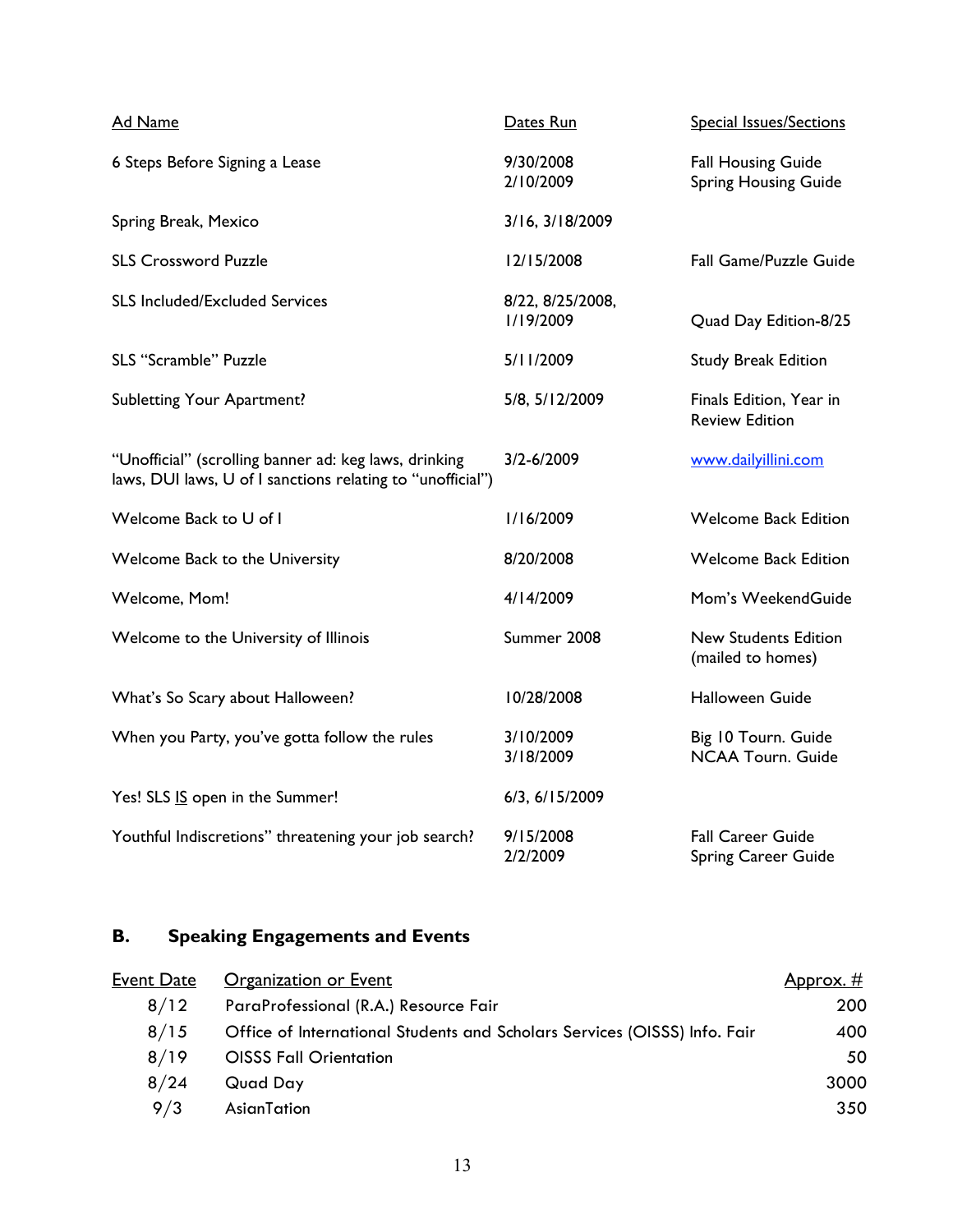| Ad Name | Dates Run | Special Issues/Sections |
|---|---|---|
| 6 Steps Before Signing a Lease | 9/30/2008<br>2/10/2009 | Fall Housing Guide<br>Spring Housing Guide |
| Spring Break, Mexico | 3/16, 3/18/2009 | |
| SLS Crossword Puzzle | 12/15/2008 | Fall Game/Puzzle Guide |
| SLS Included/Excluded Services | 8/22, 8/25/2008,<br>1/19/2009 | Quad Day Edition-8/25 |
| SLS "Scramble" Puzzle | 5/11/2009 | Study Break Edition |
| Subletting Your Apartment? | 5/8, 5/12/2009 | Finals Edition, Year in Review Edition |
| "Unofficial" (scrolling banner ad: keg laws, drinking laws, DUI laws, U of I sanctions relating to "unofficial") | 3/2-6/2009 | www.dailyillini.com |
| Welcome Back to U of I | 1/16/2009 | Welcome Back Edition |
| Welcome Back to the University | 8/20/2008 | Welcome Back Edition |
| Welcome, Mom! | 4/14/2009 | Mom's WeekendGuide |
| Welcome to the University of Illinois | Summer 2008 | New Students Edition (mailed to homes) |
| What's So Scary about Halloween? | 10/28/2008 | Halloween Guide |
| When you Party, you've gotta follow the rules | 3/10/2009<br>3/18/2009 | Big 10 Tourn. Guide<br>NCAA Tourn. Guide |
| Yes! SLS IS open in the Summer! | 6/3, 6/15/2009 | |
| Youthful Indiscretions" threatening your job search? | 9/15/2008<br>2/2/2009 | Fall Career Guide<br>Spring Career Guide |

## B. Speaking Engagements and Events

| Event Date | Organization or Event | Approx. # |
|---|---|---|
| 8/12 | ParaProfessional (R.A.) Resource Fair | 200 |
| 8/15 | Office of International Students and Scholars Services (OISSS) Info. Fair | 400 |
| 8/19 | OISSS Fall Orientation | 50 |
| 8/24 | Quad Day | 3000 |
| 9/3 | AsianTation | 350 |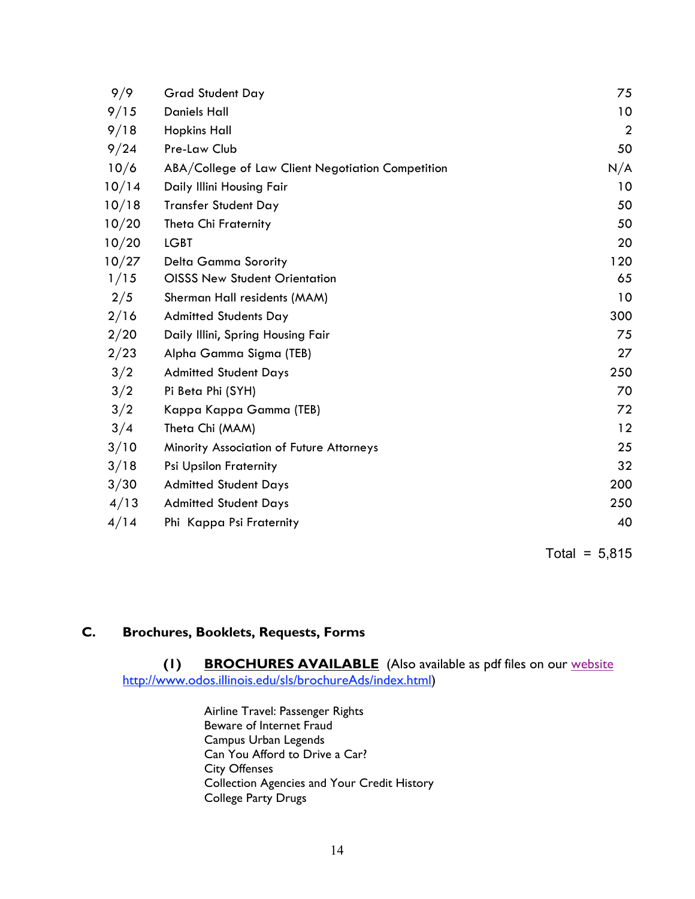| | | |
|---|---|---|
| 9/9 | Grad Student Day | 75 |
| 9/15 | Daniels Hall | 10 |
| 9/18 | Hopkins Hall | 2 |
| 9/24 | Pre-Law Club | 50 |
| 10/6 | ABA/College of Law Client Negotiation Competition | N/A |
| 10/14 | Daily Illini Housing Fair | 10 |
| 10/18 | Transfer Student Day | 50 |
| 10/20 | Theta Chi Fraternity | 50 |
| 10/20 | LGBT | 20 |
| 10/27 | Delta Gamma Sorority | 120 |
| 1/15 | OISSS New Student Orientation | 65 |
| 2/5 | Sherman Hall residents (MAM) | 10 |
| 2/16 | Admitted Students Day | 300 |
| 2/20 | Daily Illini, Spring Housing Fair | 75 |
| 2/23 | Alpha Gamma Sigma (TEB) | 27 |
| 3/2 | Admitted Student Days | 250 |
| 3/2 | Pi Beta Phi (SYH) | 70 |
| 3/2 | Kappa Kappa Gamma (TEB) | 72 |
| 3/4 | Theta Chi (MAM) | 12 |
| 3/10 | Minority Association of Future Attorneys | 25 |
| 3/18 | Psi Upsilon Fraternity | 32 |
| 3/30 | Admitted Student Days | 200 |
| 4/13 | Admitted Student Days | 250 |
| 4/14 | Phi Kappa Psi Fraternity | 40 |

Total = 5,815

## C. Brochures, Booklets, Requests, Forms

**(1) BROCHURES AVAILABLE** (Also available as pdf files on our website http://www.odos.illinois.edu/sls/brochureAds/index.html)

Airline Travel: Passenger Rights
Beware of Internet Fraud
Campus Urban Legends
Can You Afford to Drive a Car?
City Offenses
Collection Agencies and Your Credit History
College Party Drugs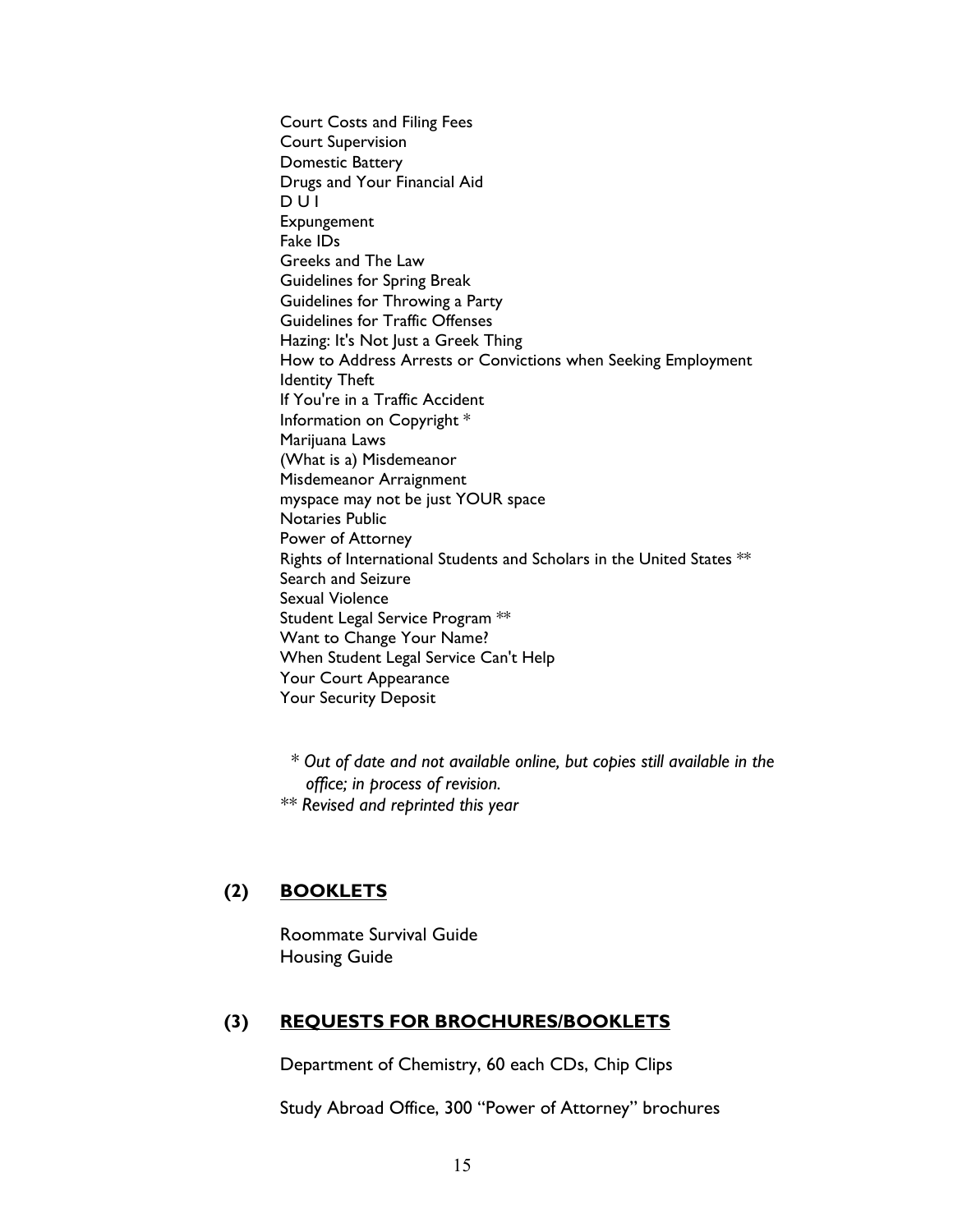Court Costs and Filing Fees
Court Supervision
Domestic Battery
Drugs and Your Financial Aid
D U I
Expungement
Fake IDs
Greeks and The Law
Guidelines for Spring Break
Guidelines for Throwing a Party
Guidelines for Traffic Offenses
Hazing: It's Not Just a Greek Thing
How to Address Arrests or Convictions when Seeking Employment
Identity Theft
If You're in a Traffic Accident
Information on Copyright *
Marijuana Laws
(What is a) Misdemeanor
Misdemeanor Arraignment
myspace may not be just YOUR space
Notaries Public
Power of Attorney
Rights of International Students and Scholars in the United States **
Search and Seizure
Sexual Violence
Student Legal Service Program **
Want to Change Your Name?
When Student Legal Service Can't Help
Your Court Appearance
Your Security Deposit

*\* Out of date and not available online, but copies still available in the office; in process of revision.*
*\*\* Revised and reprinted this year*

## (2) BOOKLETS

Roommate Survival Guide
Housing Guide

## (3) REQUESTS FOR BROCHURES/BOOKLETS

Department of Chemistry, 60 each CDs, Chip Clips

Study Abroad Office, 300 "Power of Attorney" brochures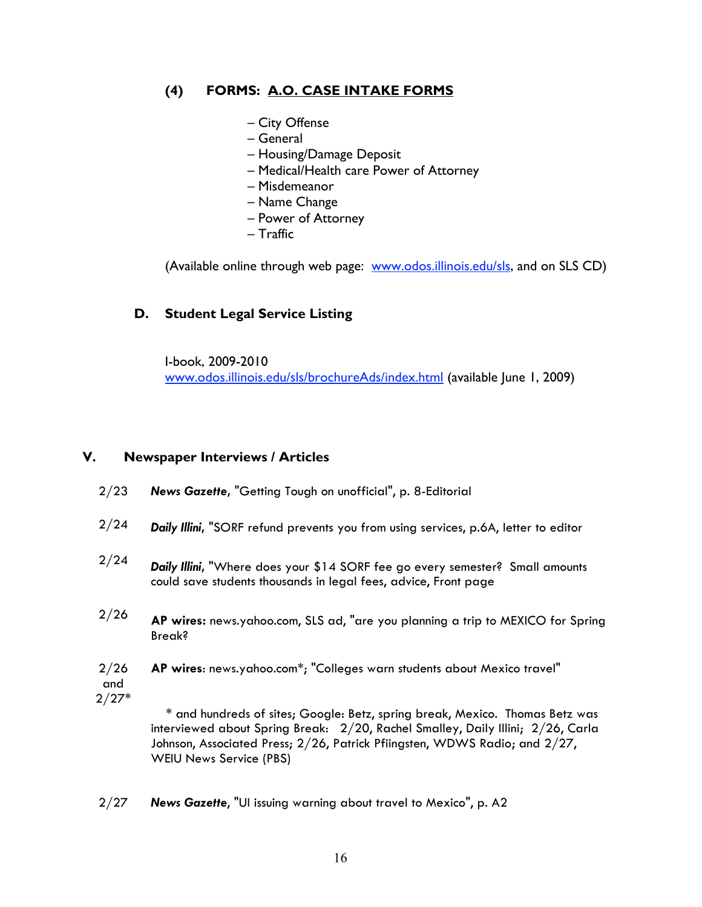### (4) FORMS: A.O. CASE INTAKE FORMS

- City Offense
- General
- Housing/Damage Deposit
- Medical/Health care Power of Attorney
- Misdemeanor
- Name Change
- Power of Attorney
- Traffic

(Available online through web page: www.odos.illinois.edu/sls, and on SLS CD)

### D. Student Legal Service Listing

I-book, 2009-2010
www.odos.illinois.edu/sls/brochureAds/index.html (available June 1, 2009)

## V. Newspaper Interviews / Articles

2/23 ***News Gazette***, "Getting Tough on unofficial", p. 8-Editorial

2/24 ***Daily Illini***, "SORF refund prevents you from using services, p.6A, letter to editor

2/24 ***Daily Illini***, "Where does your $14 SORF fee go every semester? Small amounts could save students thousands in legal fees, advice, Front page

2/26 **AP wires:** news.yahoo.com, SLS ad, "are you planning a trip to MEXICO for Spring Break?

2/26 and 2/27* **AP wires**: news.yahoo.com*; "Colleges warn students about Mexico travel"

\* and hundreds of sites; Google: Betz, spring break, Mexico. Thomas Betz was interviewed about Spring Break: 2/20, Rachel Smalley, Daily Illini; 2/26, Carla Johnson, Associated Press; 2/26, Patrick Pfiingsten, WDWS Radio; and 2/27, WEIU News Service (PBS)

2/27 ***News Gazette***, "UI issuing warning about travel to Mexico", p. A2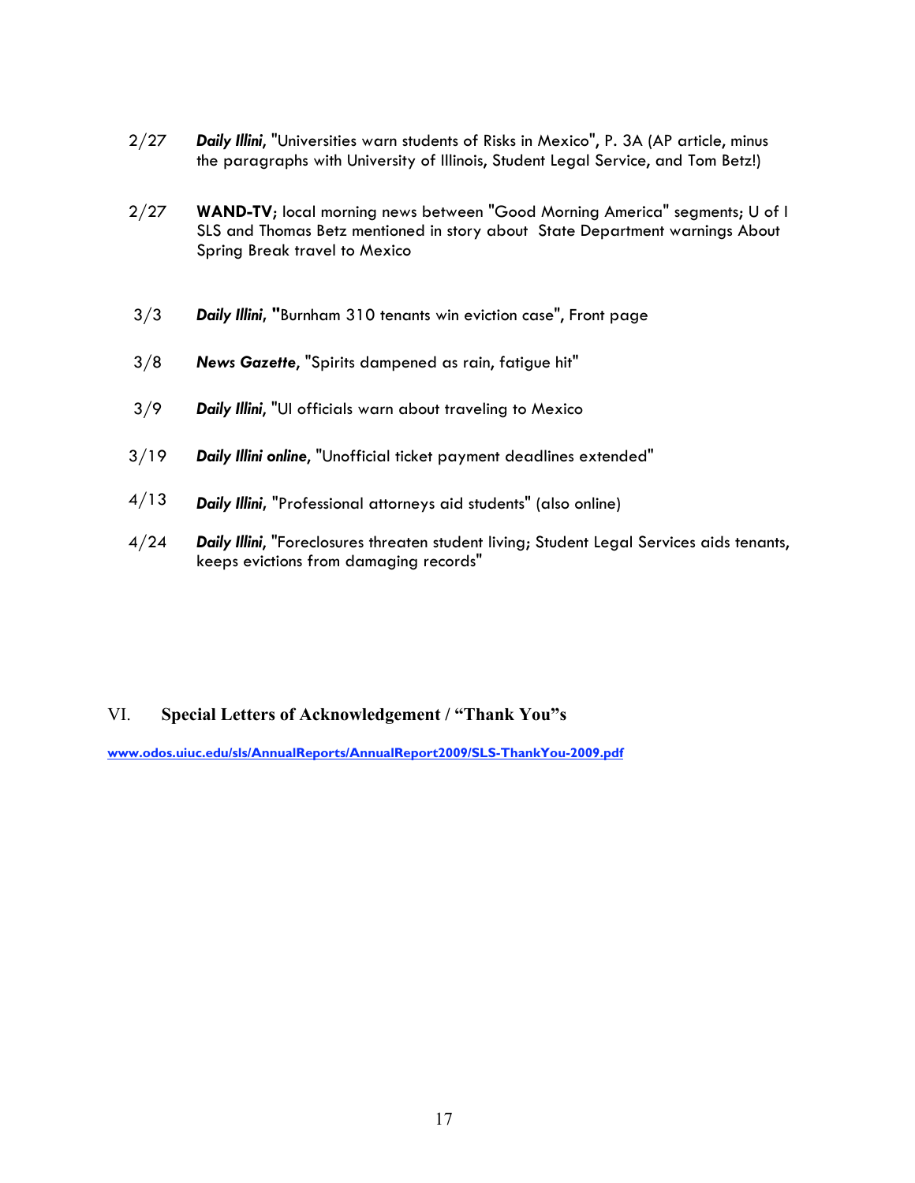2/27 ***Daily Illini***, "Universities warn students of Risks in Mexico", P. 3A (AP article, minus the paragraphs with University of Illinois, Student Legal Service, and Tom Betz!)

2/27 **WAND-TV**; local morning news between "Good Morning America" segments; U of I SLS and Thomas Betz mentioned in story about State Department warnings About Spring Break travel to Mexico

3/3 ***Daily Illini***, **"**Burnham 310 tenants win eviction case", Front page

3/8 ***News Gazette***, "Spirits dampened as rain, fatigue hit"

3/9 ***Daily Illini***, "UI officials warn about traveling to Mexico

3/19 ***Daily Illini online***, "Unofficial ticket payment deadlines extended"

4/13 ***Daily Illini***, "Professional attorneys aid students" (also online)

4/24 ***Daily Illini***, "Foreclosures threaten student living; Student Legal Services aids tenants, keeps evictions from damaging records"

## VI. Special Letters of Acknowledgement / "Thank You"s

**www.odos.uiuc.edu/sls/AnnualReports/AnnualReport2009/SLS-ThankYou-2009.pdf**